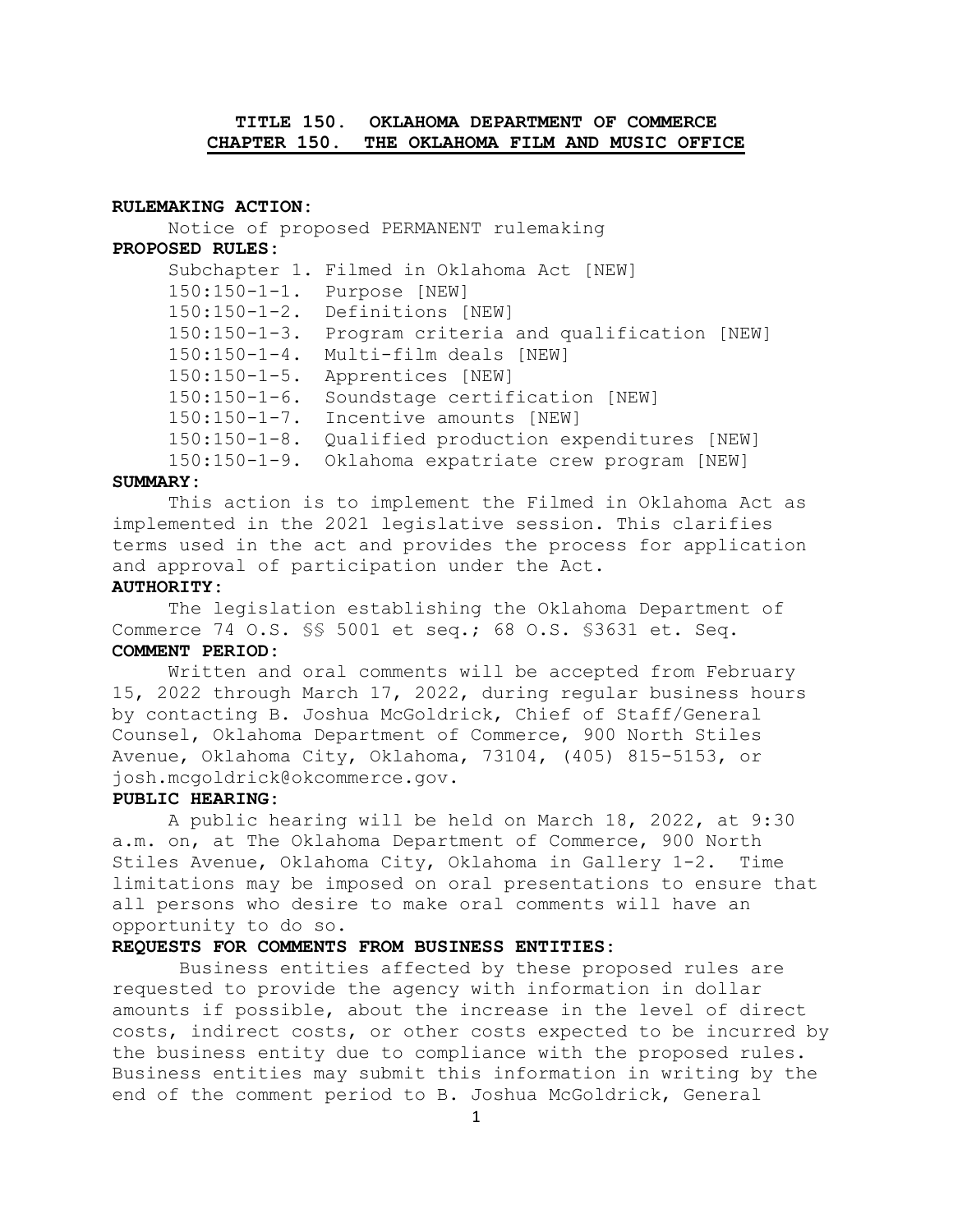# TITLE 150. OKLAHOMA DEPARTMENT OF COMMERCE
## CHAPTER 150. THE OKLAHOMA FILM AND MUSIC OFFICE

**RULEMAKING ACTION:**

Notice of proposed PERMANENT rulemaking

**PROPOSED RULES:**

Subchapter 1. Filmed in Oklahoma Act [NEW]
150:150-1-1. Purpose [NEW]
150:150-1-2. Definitions [NEW]
150:150-1-3. Program criteria and qualification [NEW]
150:150-1-4. Multi-film deals [NEW]
150:150-1-5. Apprentices [NEW]
150:150-1-6. Soundstage certification [NEW]
150:150-1-7. Incentive amounts [NEW]
150:150-1-8. Qualified production expenditures [NEW]
150:150-1-9. Oklahoma expatriate crew program [NEW]

**SUMMARY:**

This action is to implement the Filmed in Oklahoma Act as implemented in the 2021 legislative session. This clarifies terms used in the act and provides the process for application and approval of participation under the Act.

**AUTHORITY:**

The legislation establishing the Oklahoma Department of Commerce 74 O.S. §§ 5001 et seq.; 68 O.S. §3631 et. Seq.

**COMMENT PERIOD:**

Written and oral comments will be accepted from February 15, 2022 through March 17, 2022, during regular business hours by contacting B. Joshua McGoldrick, Chief of Staff/General Counsel, Oklahoma Department of Commerce, 900 North Stiles Avenue, Oklahoma City, Oklahoma, 73104, (405) 815-5153, or josh.mcgoldrick@okcommerce.gov.

**PUBLIC HEARING:**

A public hearing will be held on March 18, 2022, at 9:30 a.m. on, at The Oklahoma Department of Commerce, 900 North Stiles Avenue, Oklahoma City, Oklahoma in Gallery 1-2. Time limitations may be imposed on oral presentations to ensure that all persons who desire to make oral comments will have an opportunity to do so.

**REQUESTS FOR COMMENTS FROM BUSINESS ENTITIES:**

Business entities affected by these proposed rules are requested to provide the agency with information in dollar amounts if possible, about the increase in the level of direct costs, indirect costs, or other costs expected to be incurred by the business entity due to compliance with the proposed rules. Business entities may submit this information in writing by the end of the comment period to B. Joshua McGoldrick, General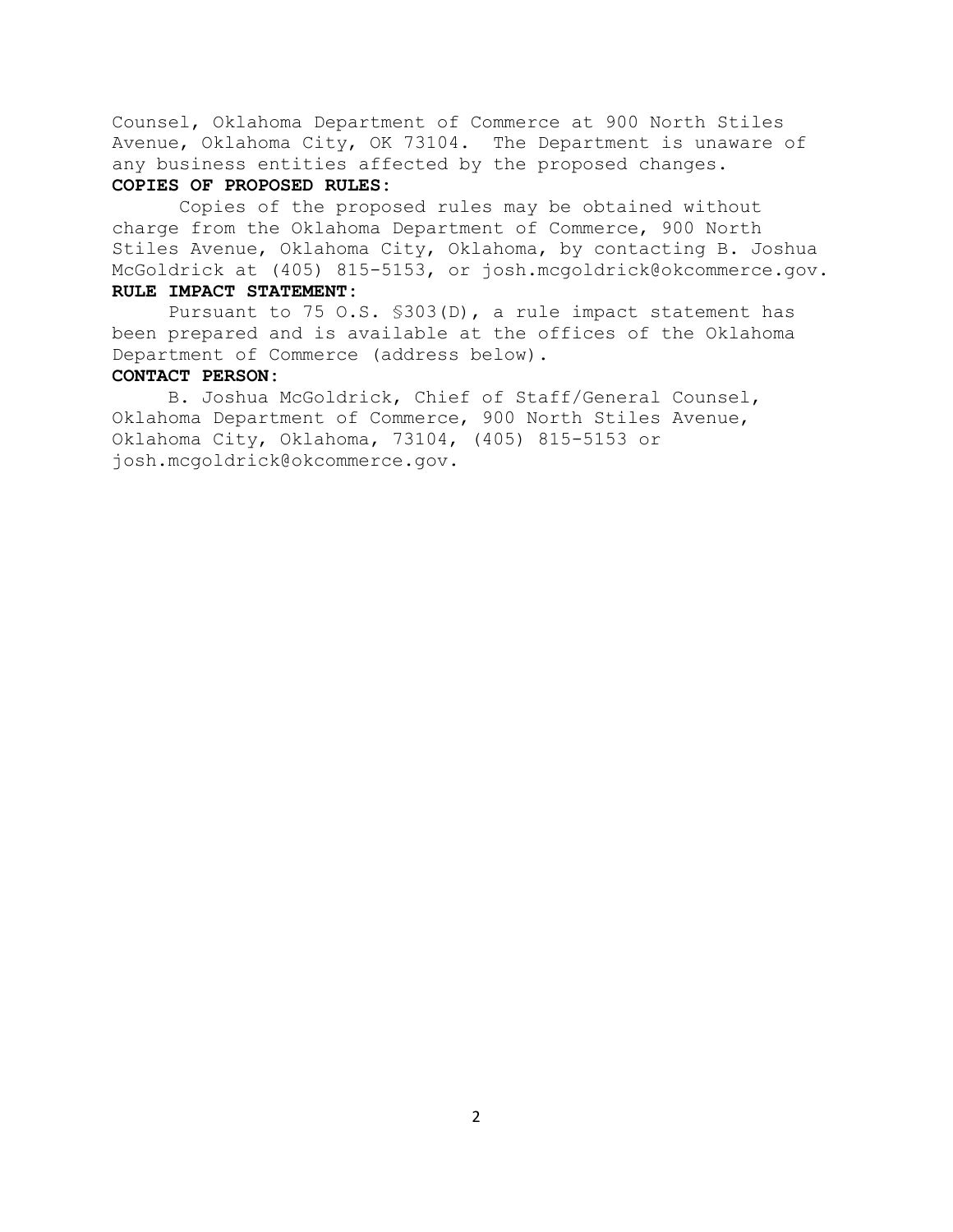Counsel, Oklahoma Department of Commerce at 900 North Stiles Avenue, Oklahoma City, OK 73104. The Department is unaware of any business entities affected by the proposed changes.

**COPIES OF PROPOSED RULES:**

Copies of the proposed rules may be obtained without charge from the Oklahoma Department of Commerce, 900 North Stiles Avenue, Oklahoma City, Oklahoma, by contacting B. Joshua McGoldrick at (405) 815-5153, or josh.mcgoldrick@okcommerce.gov.

**RULE IMPACT STATEMENT:**

Pursuant to 75 O.S. §303(D), a rule impact statement has been prepared and is available at the offices of the Oklahoma Department of Commerce (address below).

**CONTACT PERSON:**

B. Joshua McGoldrick, Chief of Staff/General Counsel, Oklahoma Department of Commerce, 900 North Stiles Avenue, Oklahoma City, Oklahoma, 73104, (405) 815-5153 or josh.mcgoldrick@okcommerce.gov.